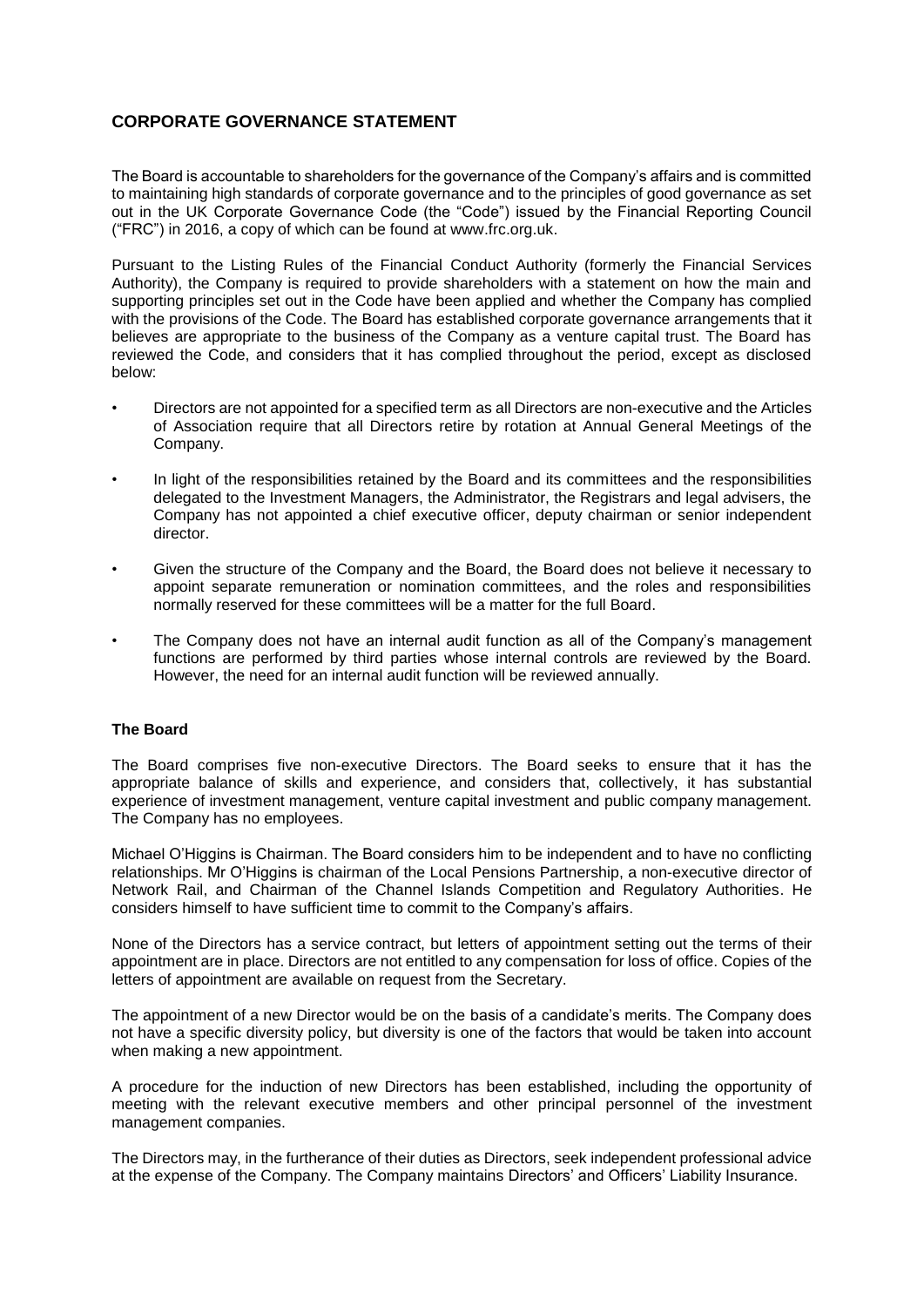# CORPORATE GOVERNANCE STATEMENT

The Board is accountable to shareholders for the governance of the Company's affairs and is committed to maintaining high standards of corporate governance and to the principles of good governance as set out in the UK Corporate Governance Code (the "Code") issued by the Financial Reporting Council ("FRC") in 2016, a copy of which can be found at www.frc.org.uk.

Pursuant to the Listing Rules of the Financial Conduct Authority (formerly the Financial Services Authority), the Company is required to provide shareholders with a statement on how the main and supporting principles set out in the Code have been applied and whether the Company has complied with the provisions of the Code. The Board has established corporate governance arrangements that it believes are appropriate to the business of the Company as a venture capital trust. The Board has reviewed the Code, and considers that it has complied throughout the period, except as disclosed below:

- Directors are not appointed for a specified term as all Directors are non-executive and the Articles of Association require that all Directors retire by rotation at Annual General Meetings of the Company.
- In light of the responsibilities retained by the Board and its committees and the responsibilities delegated to the Investment Managers, the Administrator, the Registrars and legal advisers, the Company has not appointed a chief executive officer, deputy chairman or senior independent director.
- Given the structure of the Company and the Board, the Board does not believe it necessary to appoint separate remuneration or nomination committees, and the roles and responsibilities normally reserved for these committees will be a matter for the full Board.
- The Company does not have an internal audit function as all of the Company's management functions are performed by third parties whose internal controls are reviewed by the Board. However, the need for an internal audit function will be reviewed annually.

### The Board

The Board comprises five non-executive Directors. The Board seeks to ensure that it has the appropriate balance of skills and experience, and considers that, collectively, it has substantial experience of investment management, venture capital investment and public company management. The Company has no employees.

Michael O'Higgins is Chairman. The Board considers him to be independent and to have no conflicting relationships. Mr O'Higgins is chairman of the Local Pensions Partnership, a non-executive director of Network Rail, and Chairman of the Channel Islands Competition and Regulatory Authorities. He considers himself to have sufficient time to commit to the Company's affairs.

None of the Directors has a service contract, but letters of appointment setting out the terms of their appointment are in place. Directors are not entitled to any compensation for loss of office. Copies of the letters of appointment are available on request from the Secretary.

The appointment of a new Director would be on the basis of a candidate's merits. The Company does not have a specific diversity policy, but diversity is one of the factors that would be taken into account when making a new appointment.

A procedure for the induction of new Directors has been established, including the opportunity of meeting with the relevant executive members and other principal personnel of the investment management companies.

The Directors may, in the furtherance of their duties as Directors, seek independent professional advice at the expense of the Company. The Company maintains Directors' and Officers' Liability Insurance.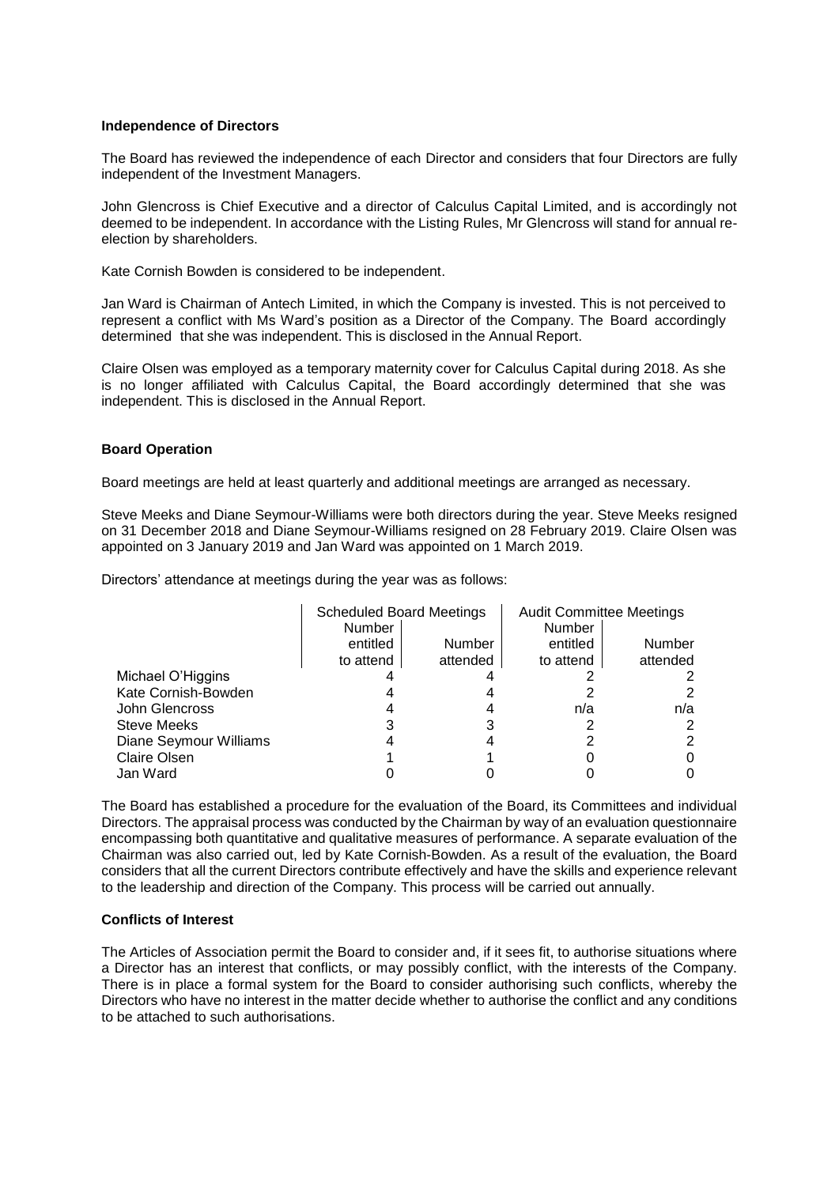**Independence of Directors**

The Board has reviewed the independence of each Director and considers that four Directors are fully independent of the Investment Managers.

John Glencross is Chief Executive and a director of Calculus Capital Limited, and is accordingly not deemed to be independent. In accordance with the Listing Rules, Mr Glencross will stand for annual re-election by shareholders.

Kate Cornish Bowden is considered to be independent.

Jan Ward is Chairman of Antech Limited, in which the Company is invested. This is not perceived to represent a conflict with Ms Ward's position as a Director of the Company. The Board accordingly determined that she was independent. This is disclosed in the Annual Report.

Claire Olsen was employed as a temporary maternity cover for Calculus Capital during 2018. As she is no longer affiliated with Calculus Capital, the Board accordingly determined that she was independent. This is disclosed in the Annual Report.

**Board Operation**

Board meetings are held at least quarterly and additional meetings are arranged as necessary.

Steve Meeks and Diane Seymour-Williams were both directors during the year. Steve Meeks resigned on 31 December 2018 and Diane Seymour-Williams resigned on 28 February 2019. Claire Olsen was appointed on 3 January 2019 and Jan Ward was appointed on 1 March 2019.

Directors' attendance at meetings during the year was as follows:

| | Scheduled Board Meetings | | Audit Committee Meetings | |
|---|---|---|---|---|
| | Number entitled to attend | Number attended | Number entitled to attend | Number attended |
| Michael O'Higgins | 4 | 4 | 2 | 2 |
| Kate Cornish-Bowden | 4 | 4 | 2 | 2 |
| John Glencross | 4 | 4 | n/a | n/a |
| Steve Meeks | 3 | 3 | 2 | 2 |
| Diane Seymour Williams | 4 | 4 | 2 | 2 |
| Claire Olsen | 1 | 1 | 0 | 0 |
| Jan Ward | 0 | 0 | 0 | 0 |

The Board has established a procedure for the evaluation of the Board, its Committees and individual Directors. The appraisal process was conducted by the Chairman by way of an evaluation questionnaire encompassing both quantitative and qualitative measures of performance. A separate evaluation of the Chairman was also carried out, led by Kate Cornish-Bowden. As a result of the evaluation, the Board considers that all the current Directors contribute effectively and have the skills and experience relevant to the leadership and direction of the Company. This process will be carried out annually.

**Conflicts of Interest**

The Articles of Association permit the Board to consider and, if it sees fit, to authorise situations where a Director has an interest that conflicts, or may possibly conflict, with the interests of the Company. There is in place a formal system for the Board to consider authorising such conflicts, whereby the Directors who have no interest in the matter decide whether to authorise the conflict and any conditions to be attached to such authorisations.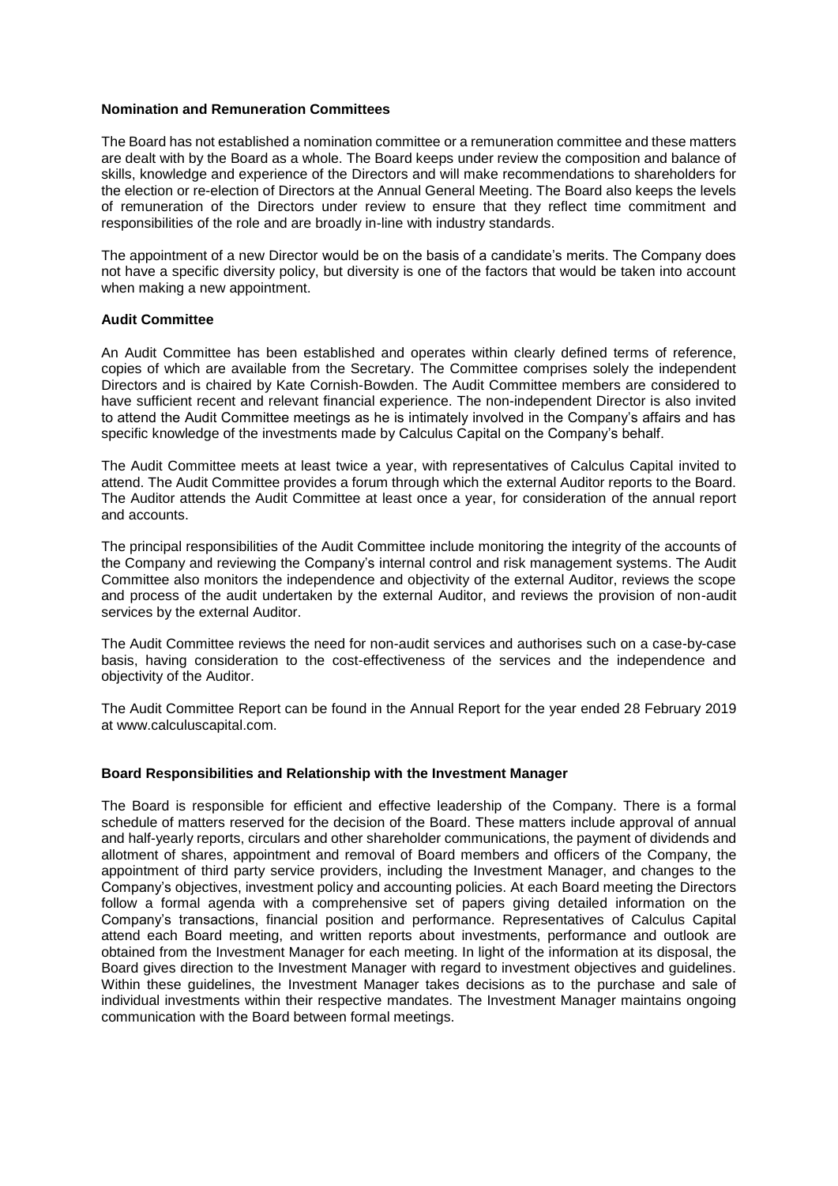**Nomination and Remuneration Committees**

The Board has not established a nomination committee or a remuneration committee and these matters are dealt with by the Board as a whole. The Board keeps under review the composition and balance of skills, knowledge and experience of the Directors and will make recommendations to shareholders for the election or re-election of Directors at the Annual General Meeting. The Board also keeps the levels of remuneration of the Directors under review to ensure that they reflect time commitment and responsibilities of the role and are broadly in-line with industry standards.

The appointment of a new Director would be on the basis of a candidate's merits. The Company does not have a specific diversity policy, but diversity is one of the factors that would be taken into account when making a new appointment.

**Audit Committee**

An Audit Committee has been established and operates within clearly defined terms of reference, copies of which are available from the Secretary. The Committee comprises solely the independent Directors and is chaired by Kate Cornish-Bowden. The Audit Committee members are considered to have sufficient recent and relevant financial experience. The non-independent Director is also invited to attend the Audit Committee meetings as he is intimately involved in the Company's affairs and has specific knowledge of the investments made by Calculus Capital on the Company's behalf.

The Audit Committee meets at least twice a year, with representatives of Calculus Capital invited to attend. The Audit Committee provides a forum through which the external Auditor reports to the Board. The Auditor attends the Audit Committee at least once a year, for consideration of the annual report and accounts.

The principal responsibilities of the Audit Committee include monitoring the integrity of the accounts of the Company and reviewing the Company's internal control and risk management systems. The Audit Committee also monitors the independence and objectivity of the external Auditor, reviews the scope and process of the audit undertaken by the external Auditor, and reviews the provision of non-audit services by the external Auditor.

The Audit Committee reviews the need for non-audit services and authorises such on a case-by-case basis, having consideration to the cost-effectiveness of the services and the independence and objectivity of the Auditor.

The Audit Committee Report can be found in the Annual Report for the year ended 28 February 2019 at www.calculuscapital.com.

**Board Responsibilities and Relationship with the Investment Manager**

The Board is responsible for efficient and effective leadership of the Company. There is a formal schedule of matters reserved for the decision of the Board. These matters include approval of annual and half-yearly reports, circulars and other shareholder communications, the payment of dividends and allotment of shares, appointment and removal of Board members and officers of the Company, the appointment of third party service providers, including the Investment Manager, and changes to the Company's objectives, investment policy and accounting policies. At each Board meeting the Directors follow a formal agenda with a comprehensive set of papers giving detailed information on the Company's transactions, financial position and performance. Representatives of Calculus Capital attend each Board meeting, and written reports about investments, performance and outlook are obtained from the Investment Manager for each meeting. In light of the information at its disposal, the Board gives direction to the Investment Manager with regard to investment objectives and guidelines. Within these guidelines, the Investment Manager takes decisions as to the purchase and sale of individual investments within their respective mandates. The Investment Manager maintains ongoing communication with the Board between formal meetings.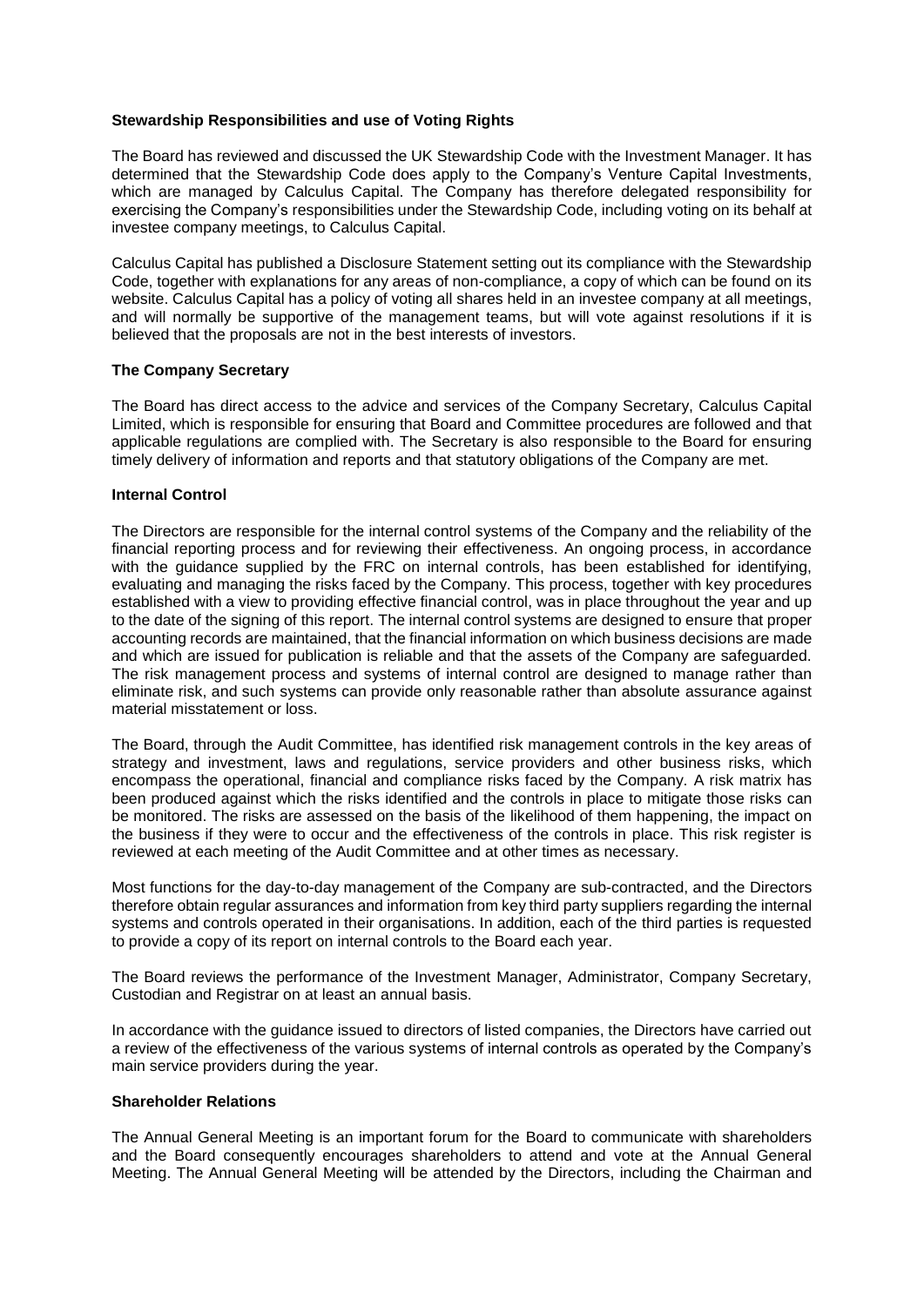### Stewardship Responsibilities and use of Voting Rights

The Board has reviewed and discussed the UK Stewardship Code with the Investment Manager. It has determined that the Stewardship Code does apply to the Company's Venture Capital Investments, which are managed by Calculus Capital. The Company has therefore delegated responsibility for exercising the Company's responsibilities under the Stewardship Code, including voting on its behalf at investee company meetings, to Calculus Capital.

Calculus Capital has published a Disclosure Statement setting out its compliance with the Stewardship Code, together with explanations for any areas of non-compliance, a copy of which can be found on its website. Calculus Capital has a policy of voting all shares held in an investee company at all meetings, and will normally be supportive of the management teams, but will vote against resolutions if it is believed that the proposals are not in the best interests of investors.

### The Company Secretary

The Board has direct access to the advice and services of the Company Secretary, Calculus Capital Limited, which is responsible for ensuring that Board and Committee procedures are followed and that applicable regulations are complied with. The Secretary is also responsible to the Board for ensuring timely delivery of information and reports and that statutory obligations of the Company are met.

### Internal Control

The Directors are responsible for the internal control systems of the Company and the reliability of the financial reporting process and for reviewing their effectiveness. An ongoing process, in accordance with the guidance supplied by the FRC on internal controls, has been established for identifying, evaluating and managing the risks faced by the Company. This process, together with key procedures established with a view to providing effective financial control, was in place throughout the year and up to the date of the signing of this report. The internal control systems are designed to ensure that proper accounting records are maintained, that the financial information on which business decisions are made and which are issued for publication is reliable and that the assets of the Company are safeguarded. The risk management process and systems of internal control are designed to manage rather than eliminate risk, and such systems can provide only reasonable rather than absolute assurance against material misstatement or loss.

The Board, through the Audit Committee, has identified risk management controls in the key areas of strategy and investment, laws and regulations, service providers and other business risks, which encompass the operational, financial and compliance risks faced by the Company. A risk matrix has been produced against which the risks identified and the controls in place to mitigate those risks can be monitored. The risks are assessed on the basis of the likelihood of them happening, the impact on the business if they were to occur and the effectiveness of the controls in place. This risk register is reviewed at each meeting of the Audit Committee and at other times as necessary.

Most functions for the day-to-day management of the Company are sub-contracted, and the Directors therefore obtain regular assurances and information from key third party suppliers regarding the internal systems and controls operated in their organisations. In addition, each of the third parties is requested to provide a copy of its report on internal controls to the Board each year.

The Board reviews the performance of the Investment Manager, Administrator, Company Secretary, Custodian and Registrar on at least an annual basis.

In accordance with the guidance issued to directors of listed companies, the Directors have carried out a review of the effectiveness of the various systems of internal controls as operated by the Company's main service providers during the year.

### Shareholder Relations

The Annual General Meeting is an important forum for the Board to communicate with shareholders and the Board consequently encourages shareholders to attend and vote at the Annual General Meeting. The Annual General Meeting will be attended by the Directors, including the Chairman and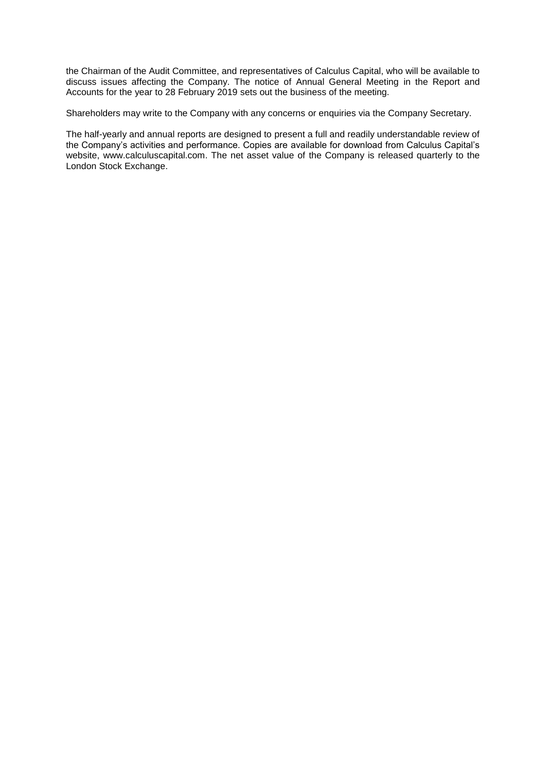the Chairman of the Audit Committee, and representatives of Calculus Capital, who will be available to discuss issues affecting the Company. The notice of Annual General Meeting in the Report and Accounts for the year to 28 February 2019 sets out the business of the meeting.

Shareholders may write to the Company with any concerns or enquiries via the Company Secretary.

The half-yearly and annual reports are designed to present a full and readily understandable review of the Company's activities and performance. Copies are available for download from Calculus Capital's website, www.calculuscapital.com. The net asset value of the Company is released quarterly to the London Stock Exchange.